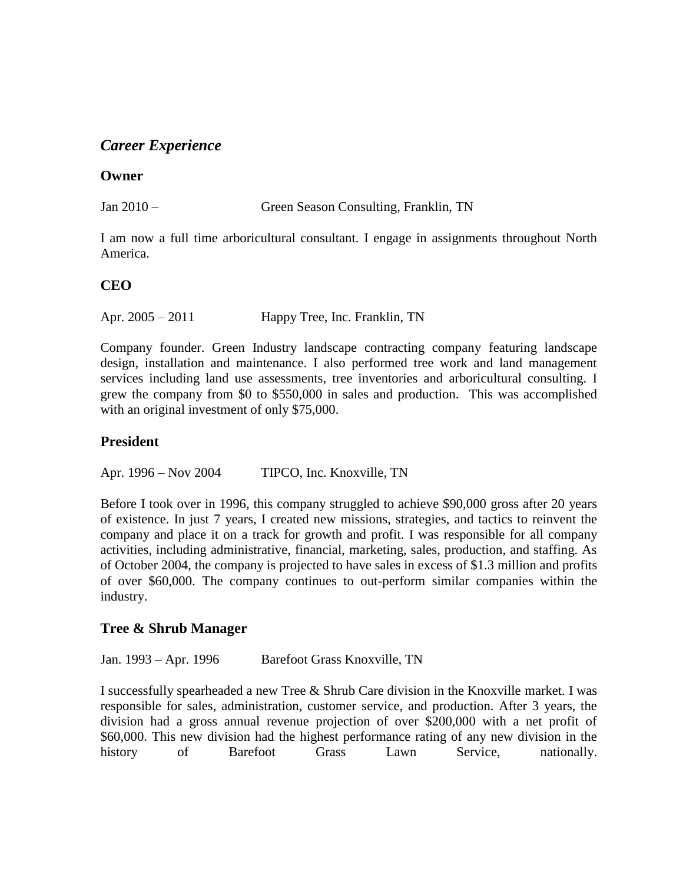## *Career Experience*

### Owner

Jan 2010 – Green Season Consulting, Franklin, TN

I am now a full time arboricultural consultant. I engage in assignments throughout North America.

### CEO

Apr. 2005 – 2011 Happy Tree, Inc. Franklin, TN

Company founder. Green Industry landscape contracting company featuring landscape design, installation and maintenance. I also performed tree work and land management services including land use assessments, tree inventories and arboricultural consulting. I grew the company from $0 to $550,000 in sales and production. This was accomplished with an original investment of only $75,000.

### President

Apr. 1996 – Nov 2004 TIPCO, Inc. Knoxville, TN

Before I took over in 1996, this company struggled to achieve $90,000 gross after 20 years of existence. In just 7 years, I created new missions, strategies, and tactics to reinvent the company and place it on a track for growth and profit. I was responsible for all company activities, including administrative, financial, marketing, sales, production, and staffing. As of October 2004, the company is projected to have sales in excess of $1.3 million and profits of over $60,000. The company continues to out-perform similar companies within the industry.

### Tree & Shrub Manager

Jan. 1993 – Apr. 1996 Barefoot Grass Knoxville, TN

I successfully spearheaded a new Tree & Shrub Care division in the Knoxville market. I was responsible for sales, administration, customer service, and production. After 3 years, the division had a gross annual revenue projection of over $200,000 with a net profit of $60,000. This new division had the highest performance rating of any new division in the history of Barefoot Grass Lawn Service, nationally.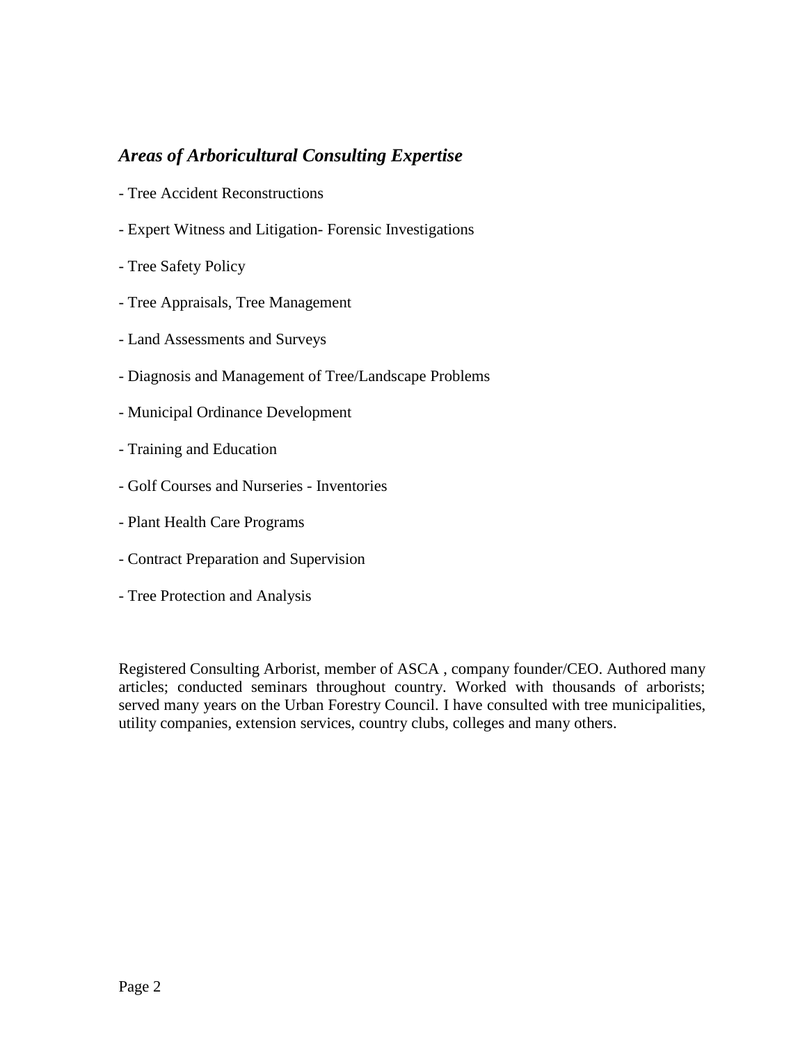## *Areas of Arboricultural Consulting Expertise*

- Tree Accident Reconstructions
- Expert Witness and Litigation- Forensic Investigations
- Tree Safety Policy
- Tree Appraisals, Tree Management
- Land Assessments and Surveys
- Diagnosis and Management of Tree/Landscape Problems
- Municipal Ordinance Development
- Training and Education
- Golf Courses and Nurseries - Inventories
- Plant Health Care Programs
- Contract Preparation and Supervision
- Tree Protection and Analysis

Registered Consulting Arborist, member of ASCA , company founder/CEO. Authored many articles; conducted seminars throughout country. Worked with thousands of arborists; served many years on the Urban Forestry Council. I have consulted with tree municipalities, utility companies, extension services, country clubs, colleges and many others.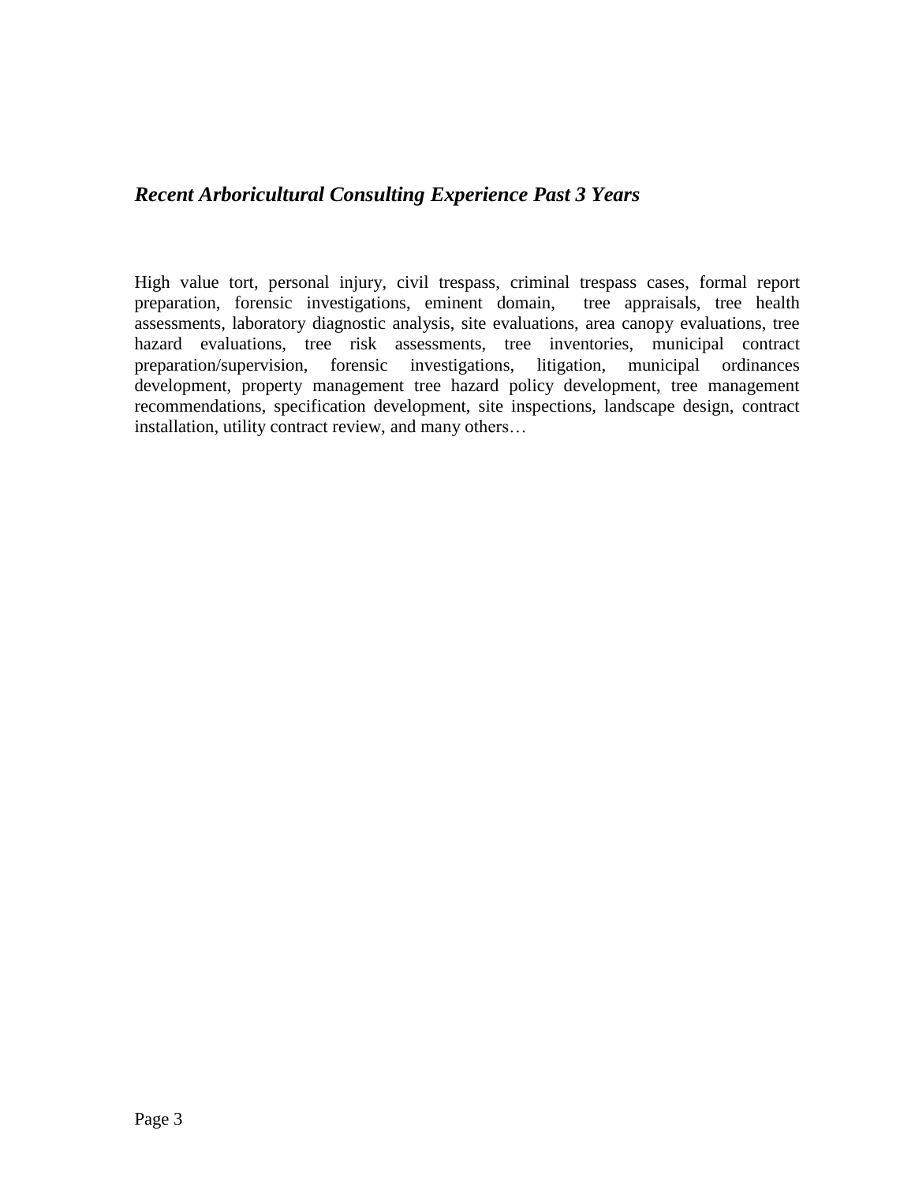## *Recent Arboricultural Consulting Experience Past 3 Years*

High value tort, personal injury, civil trespass, criminal trespass cases, formal report preparation, forensic investigations, eminent domain, tree appraisals, tree health assessments, laboratory diagnostic analysis, site evaluations, area canopy evaluations, tree hazard evaluations, tree risk assessments, tree inventories, municipal contract preparation/supervision, forensic investigations, litigation, municipal ordinances development, property management tree hazard policy development, tree management recommendations, specification development, site inspections, landscape design, contract installation, utility contract review, and many others…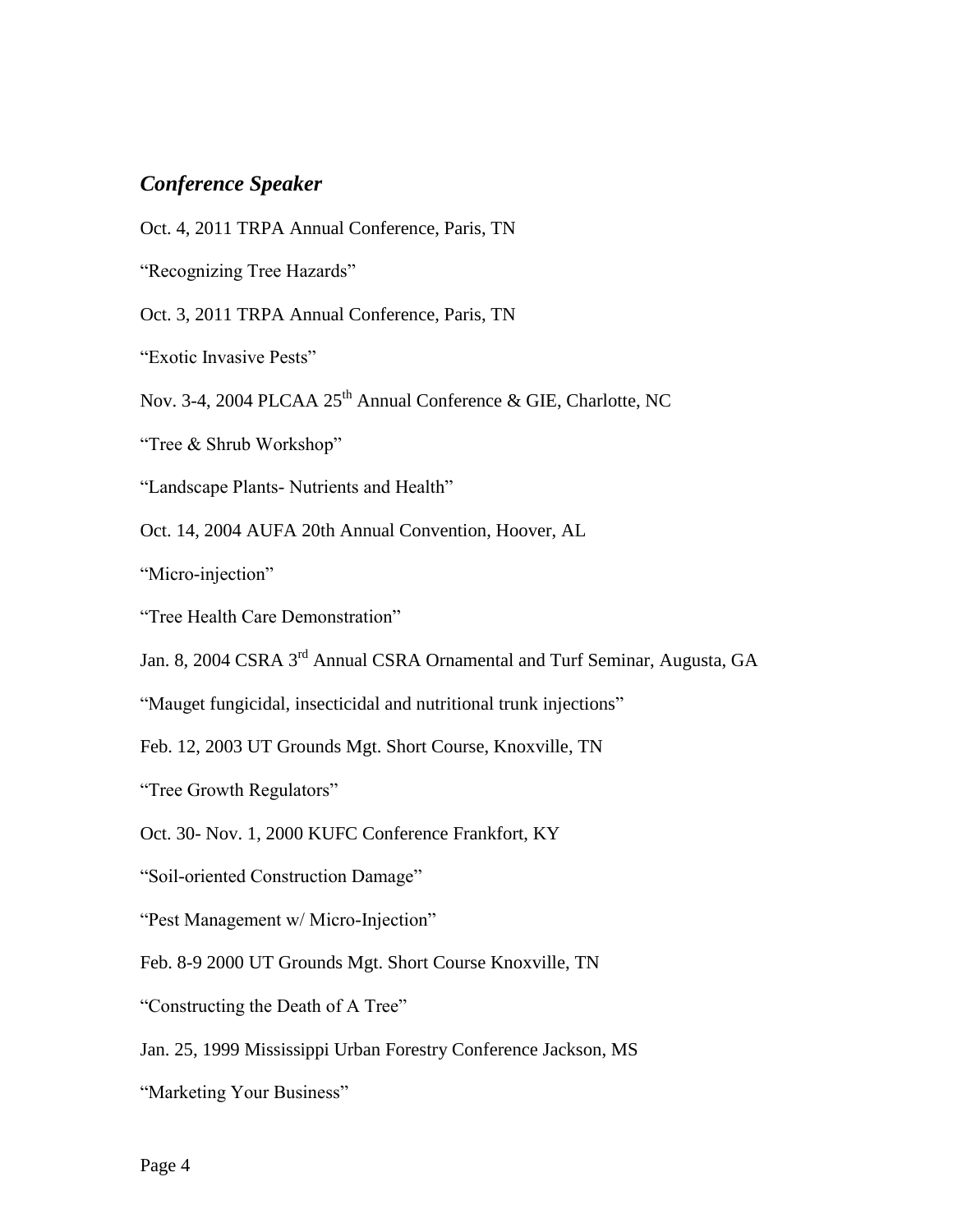## *Conference Speaker*

Oct. 4, 2011 TRPA Annual Conference, Paris, TN

“Recognizing Tree Hazards”

Oct. 3, 2011 TRPA Annual Conference, Paris, TN

“Exotic Invasive Pests”

Nov. 3-4, 2004 PLCAA 25th Annual Conference & GIE, Charlotte, NC

“Tree & Shrub Workshop”

“Landscape Plants- Nutrients and Health”

Oct. 14, 2004 AUFA 20th Annual Convention, Hoover, AL

“Micro-injection”

“Tree Health Care Demonstration”

Jan. 8, 2004 CSRA 3rd Annual CSRA Ornamental and Turf Seminar, Augusta, GA

“Mauget fungicidal, insecticidal and nutritional trunk injections”

Feb. 12, 2003 UT Grounds Mgt. Short Course, Knoxville, TN

“Tree Growth Regulators”

Oct. 30- Nov. 1, 2000 KUFC Conference Frankfort, KY

“Soil-oriented Construction Damage”

“Pest Management w/ Micro-Injection”

Feb. 8-9 2000 UT Grounds Mgt. Short Course Knoxville, TN

“Constructing the Death of A Tree”

Jan. 25, 1999 Mississippi Urban Forestry Conference Jackson, MS

“Marketing Your Business”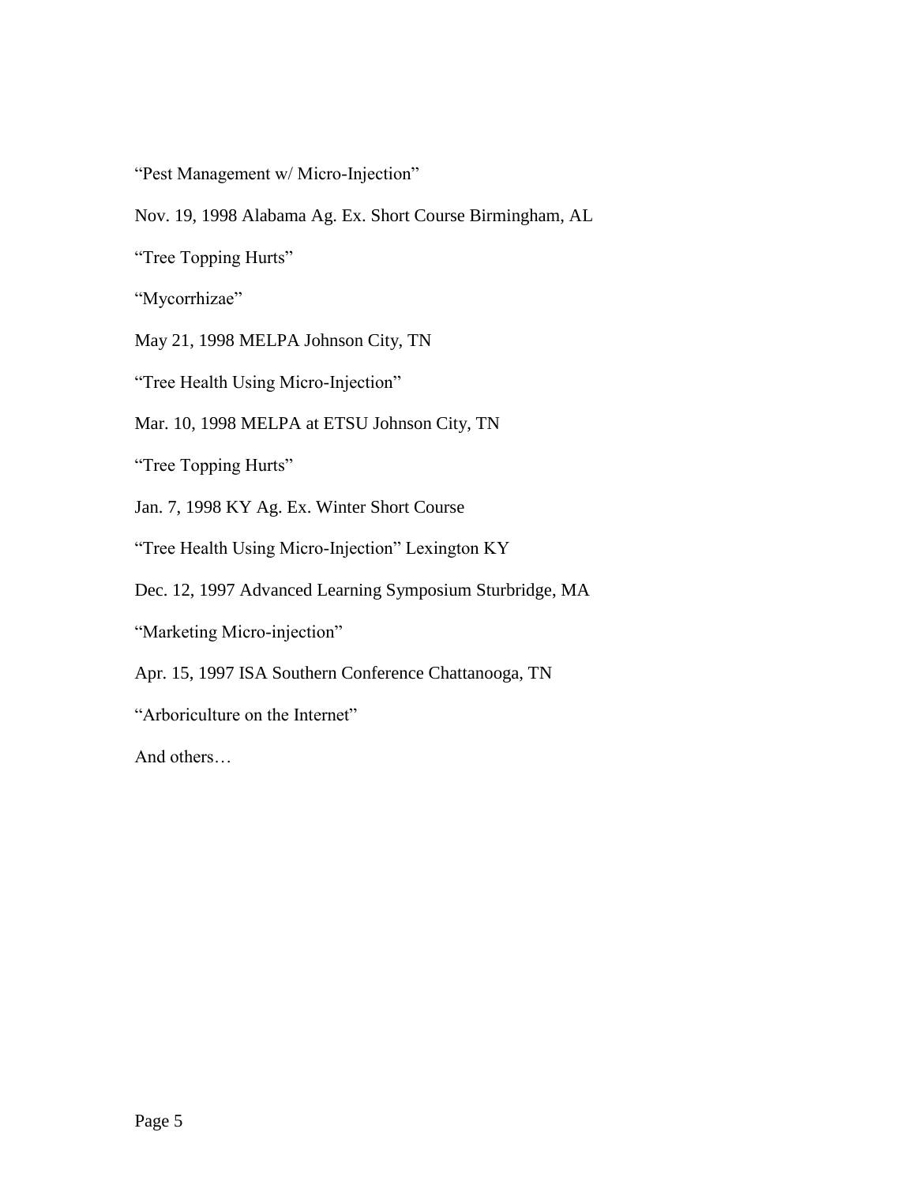"Pest Management w/ Micro-Injection"

Nov. 19, 1998 Alabama Ag. Ex. Short Course Birmingham, AL

"Tree Topping Hurts"

"Mycorrhizae"

May 21, 1998 MELPA Johnson City, TN

"Tree Health Using Micro-Injection"

Mar. 10, 1998 MELPA at ETSU Johnson City, TN

"Tree Topping Hurts"

Jan. 7, 1998 KY Ag. Ex. Winter Short Course

"Tree Health Using Micro-Injection" Lexington KY

Dec. 12, 1997 Advanced Learning Symposium Sturbridge, MA

"Marketing Micro-injection"

Apr. 15, 1997 ISA Southern Conference Chattanooga, TN

"Arboriculture on the Internet"

And others…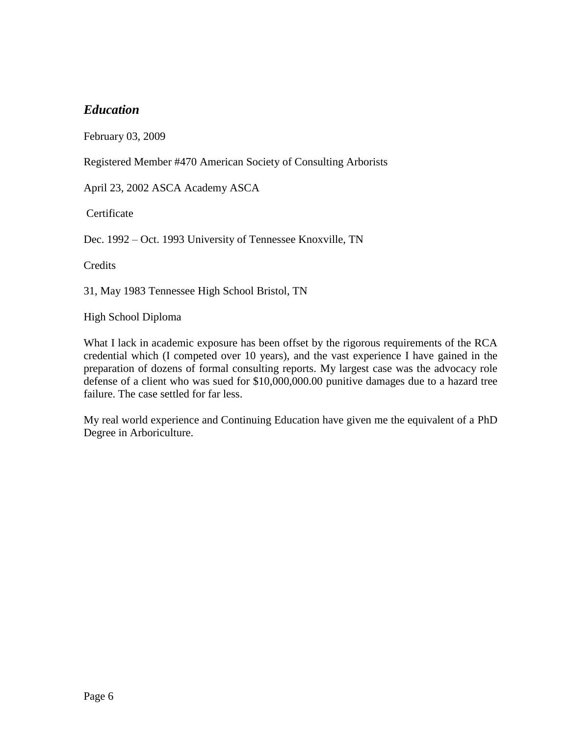## *Education*

February 03, 2009

Registered Member #470 American Society of Consulting Arborists

April 23, 2002 ASCA Academy ASCA

Certificate

Dec. 1992 – Oct. 1993 University of Tennessee Knoxville, TN

Credits

31, May 1983 Tennessee High School Bristol, TN

High School Diploma

What I lack in academic exposure has been offset by the rigorous requirements of the RCA credential which (I competed over 10 years), and the vast experience I have gained in the preparation of dozens of formal consulting reports. My largest case was the advocacy role defense of a client who was sued for $10,000,000.00 punitive damages due to a hazard tree failure. The case settled for far less.

My real world experience and Continuing Education have given me the equivalent of a PhD Degree in Arboriculture.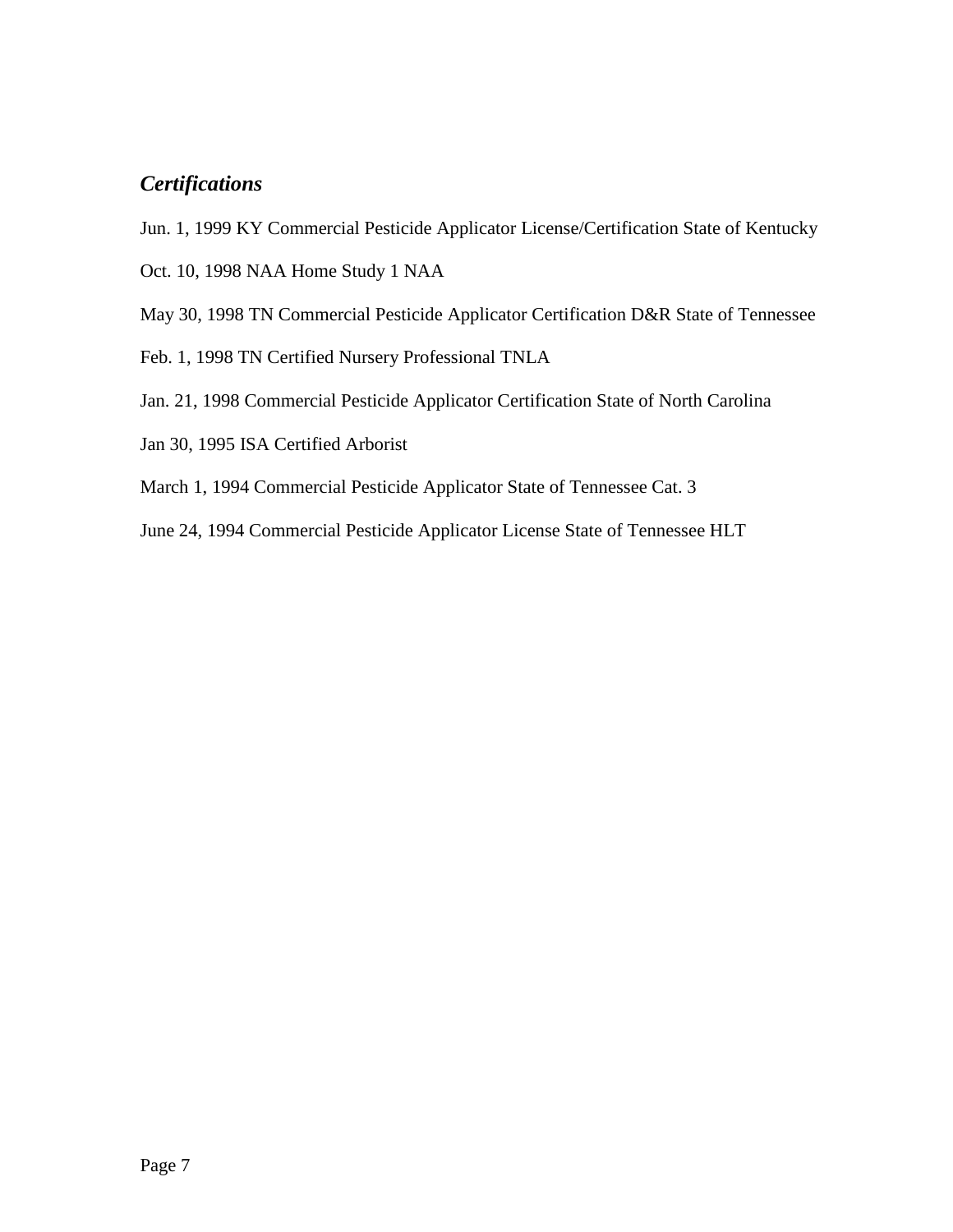## *Certifications*

Jun. 1, 1999 KY Commercial Pesticide Applicator License/Certification State of Kentucky

Oct. 10, 1998 NAA Home Study 1 NAA

May 30, 1998 TN Commercial Pesticide Applicator Certification D&R State of Tennessee

Feb. 1, 1998 TN Certified Nursery Professional TNLA

Jan. 21, 1998 Commercial Pesticide Applicator Certification State of North Carolina

Jan 30, 1995 ISA Certified Arborist

March 1, 1994 Commercial Pesticide Applicator State of Tennessee Cat. 3

June 24, 1994 Commercial Pesticide Applicator License State of Tennessee HLT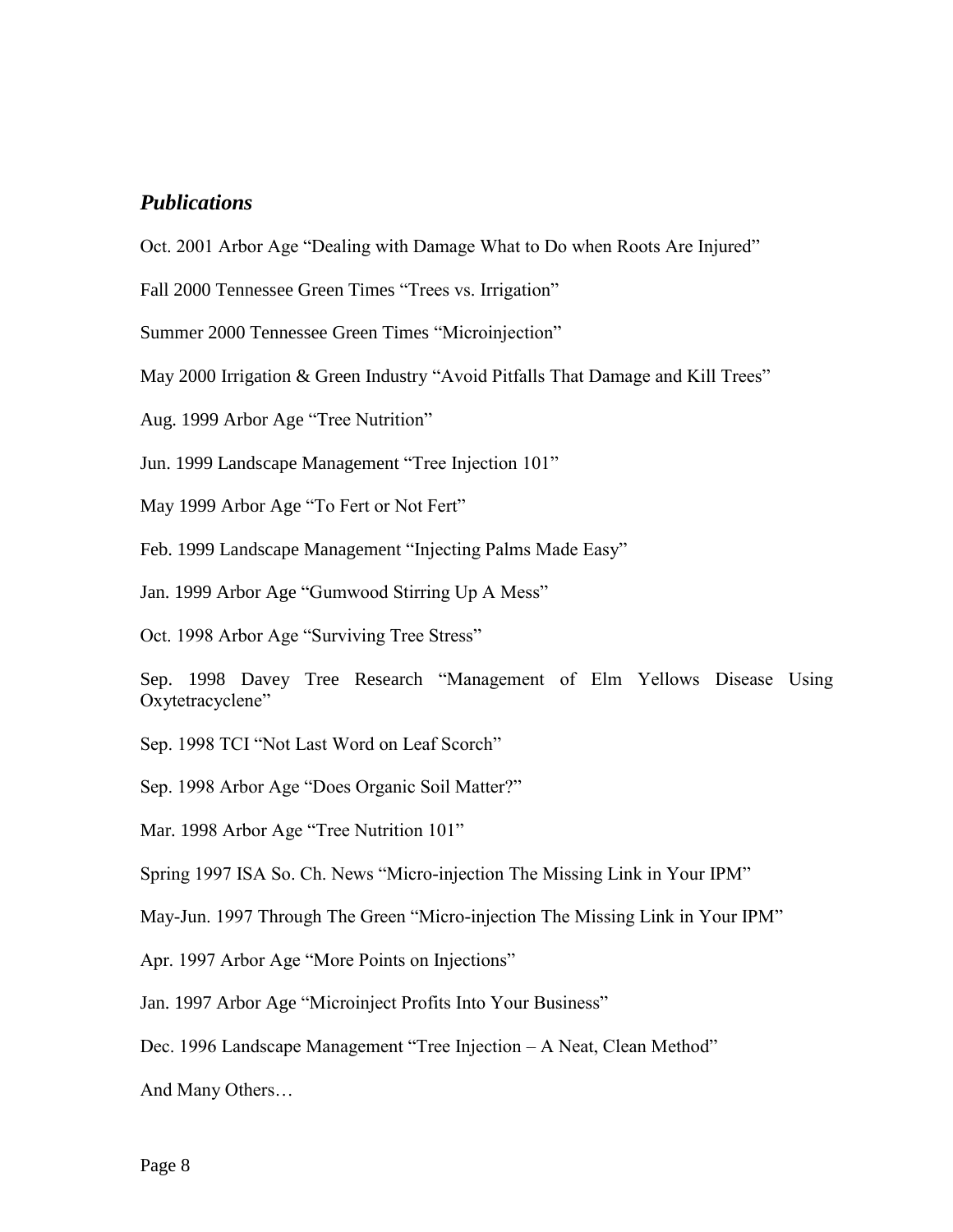## *Publications*

Oct. 2001 Arbor Age "Dealing with Damage What to Do when Roots Are Injured"

Fall 2000 Tennessee Green Times "Trees vs. Irrigation"

Summer 2000 Tennessee Green Times "Microinjection"

May 2000 Irrigation & Green Industry "Avoid Pitfalls That Damage and Kill Trees"

Aug. 1999 Arbor Age "Tree Nutrition"

Jun. 1999 Landscape Management "Tree Injection 101"

May 1999 Arbor Age "To Fert or Not Fert"

Feb. 1999 Landscape Management "Injecting Palms Made Easy"

Jan. 1999 Arbor Age "Gumwood Stirring Up A Mess"

Oct. 1998 Arbor Age "Surviving Tree Stress"

Sep. 1998 Davey Tree Research "Management of Elm Yellows Disease Using Oxytetracyclene"

Sep. 1998 TCI "Not Last Word on Leaf Scorch"

Sep. 1998 Arbor Age "Does Organic Soil Matter?"

Mar. 1998 Arbor Age "Tree Nutrition 101"

Spring 1997 ISA So. Ch. News "Micro-injection The Missing Link in Your IPM"

May-Jun. 1997 Through The Green "Micro-injection The Missing Link in Your IPM"

Apr. 1997 Arbor Age "More Points on Injections"

Jan. 1997 Arbor Age "Microinject Profits Into Your Business"

Dec. 1996 Landscape Management "Tree Injection – A Neat, Clean Method"

And Many Others…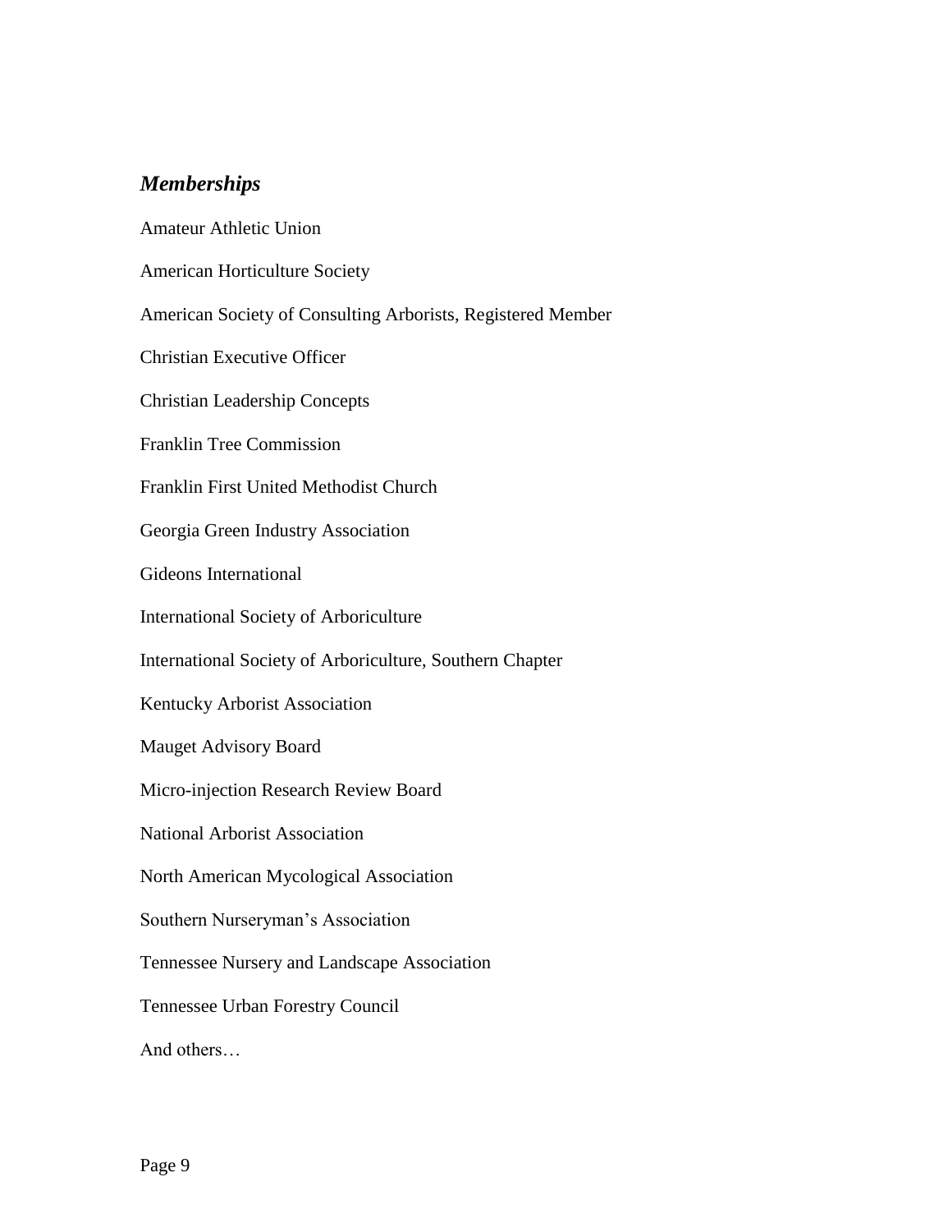## *Memberships*

Amateur Athletic Union

American Horticulture Society

American Society of Consulting Arborists, Registered Member

Christian Executive Officer

Christian Leadership Concepts

Franklin Tree Commission

Franklin First United Methodist Church

Georgia Green Industry Association

Gideons International

International Society of Arboriculture

International Society of Arboriculture, Southern Chapter

Kentucky Arborist Association

Mauget Advisory Board

Micro-injection Research Review Board

National Arborist Association

North American Mycological Association

Southern Nurseryman's Association

Tennessee Nursery and Landscape Association

Tennessee Urban Forestry Council

And others…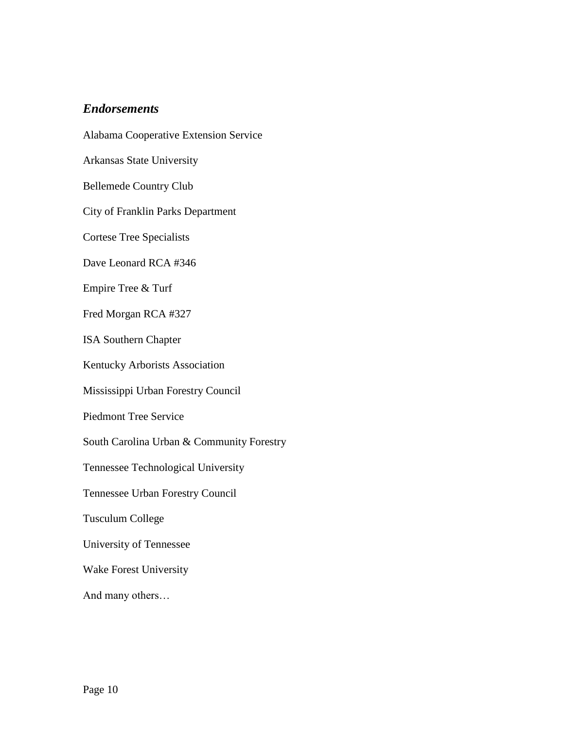### *Endorsements*

Alabama Cooperative Extension Service

Arkansas State University

Bellemede Country Club

City of Franklin Parks Department

Cortese Tree Specialists

Dave Leonard RCA #346

Empire Tree & Turf

Fred Morgan RCA #327

ISA Southern Chapter

Kentucky Arborists Association

Mississippi Urban Forestry Council

Piedmont Tree Service

South Carolina Urban & Community Forestry

Tennessee Technological University

Tennessee Urban Forestry Council

Tusculum College

University of Tennessee

Wake Forest University

And many others…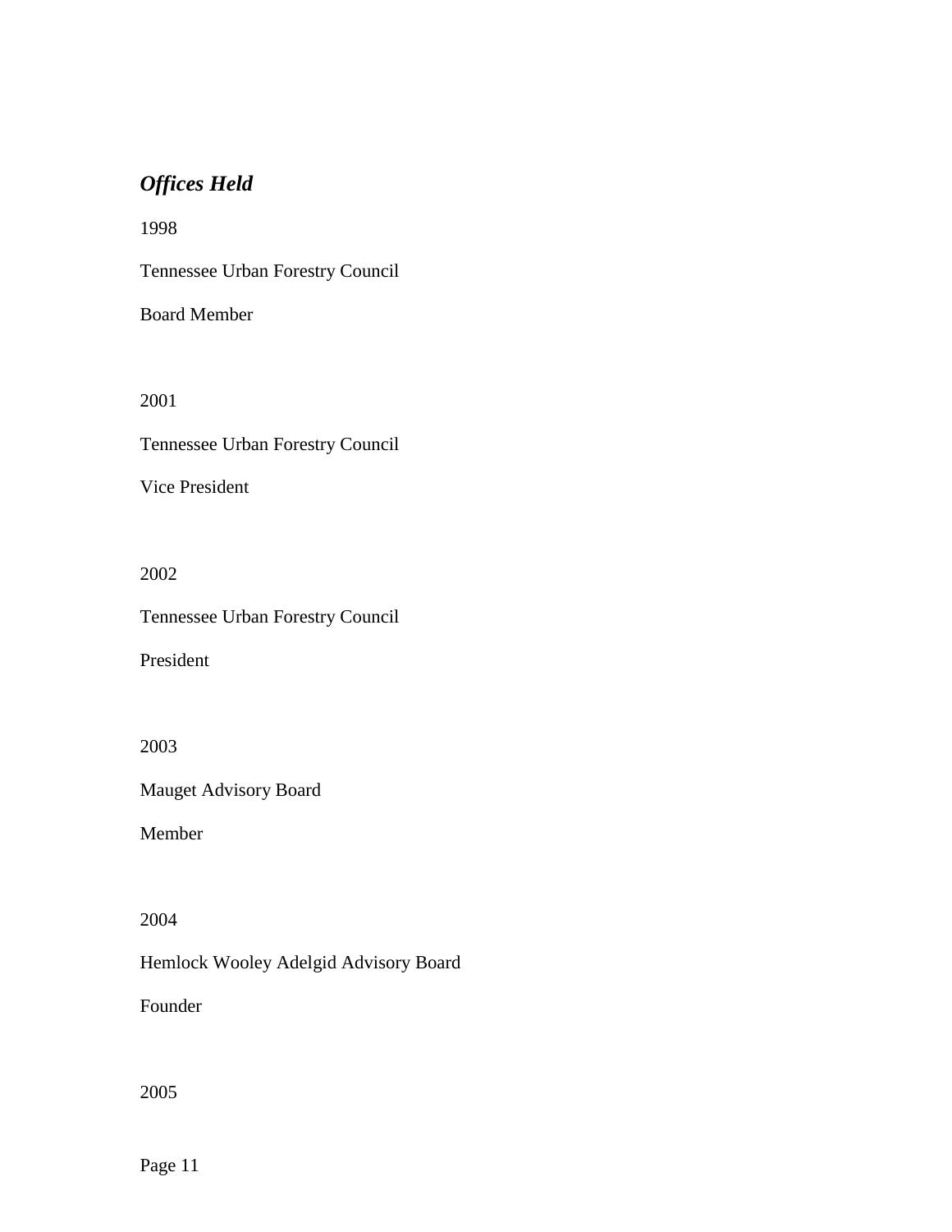### *Offices Held*

1998

Tennessee Urban Forestry Council

Board Member

2001

Tennessee Urban Forestry Council

Vice President

2002

Tennessee Urban Forestry Council

President

2003

Mauget Advisory Board

Member

2004

Hemlock Wooley Adelgid Advisory Board

Founder

2005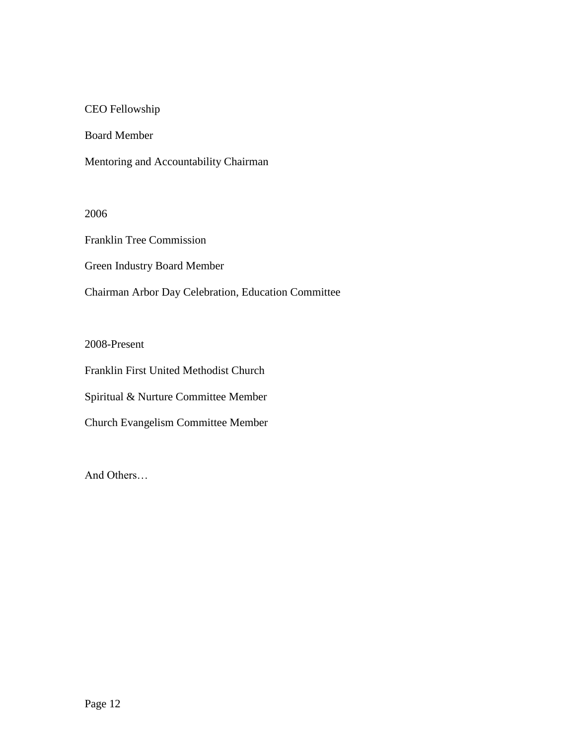CEO Fellowship

Board Member

Mentoring and Accountability Chairman

2006

Franklin Tree Commission

Green Industry Board Member

Chairman Arbor Day Celebration, Education Committee

2008-Present

Franklin First United Methodist Church

Spiritual & Nurture Committee Member

Church Evangelism Committee Member

And Others…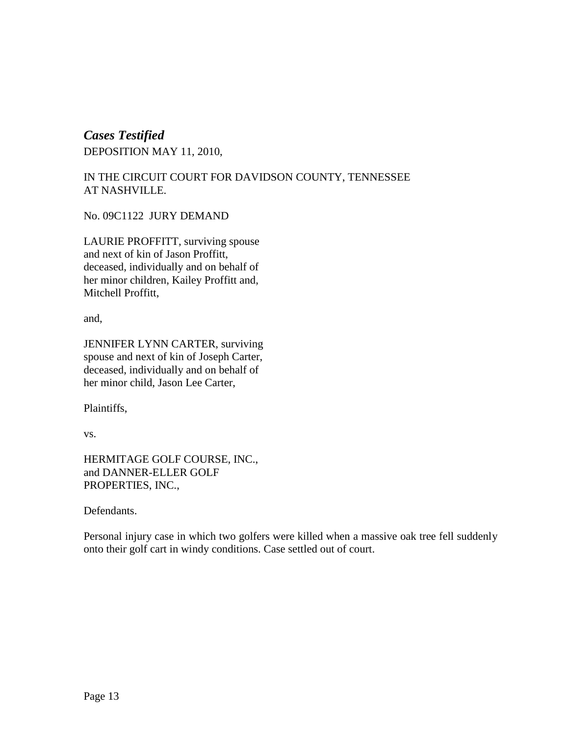***Cases Testified***

DEPOSITION MAY 11, 2010,

IN THE CIRCUIT COURT FOR DAVIDSON COUNTY, TENNESSEE
AT NASHVILLE.

No. 09C1122 JURY DEMAND

LAURIE PROFFITT, surviving spouse
and next of kin of Jason Proffitt,
deceased, individually and on behalf of
her minor children, Kailey Proffitt and,
Mitchell Proffitt,

and,

JENNIFER LYNN CARTER, surviving
spouse and next of kin of Joseph Carter,
deceased, individually and on behalf of
her minor child, Jason Lee Carter,

Plaintiffs,

vs.

HERMITAGE GOLF COURSE, INC.,
and DANNER-ELLER GOLF
PROPERTIES, INC.,

Defendants.

Personal injury case in which two golfers were killed when a massive oak tree fell suddenly onto their golf cart in windy conditions. Case settled out of court.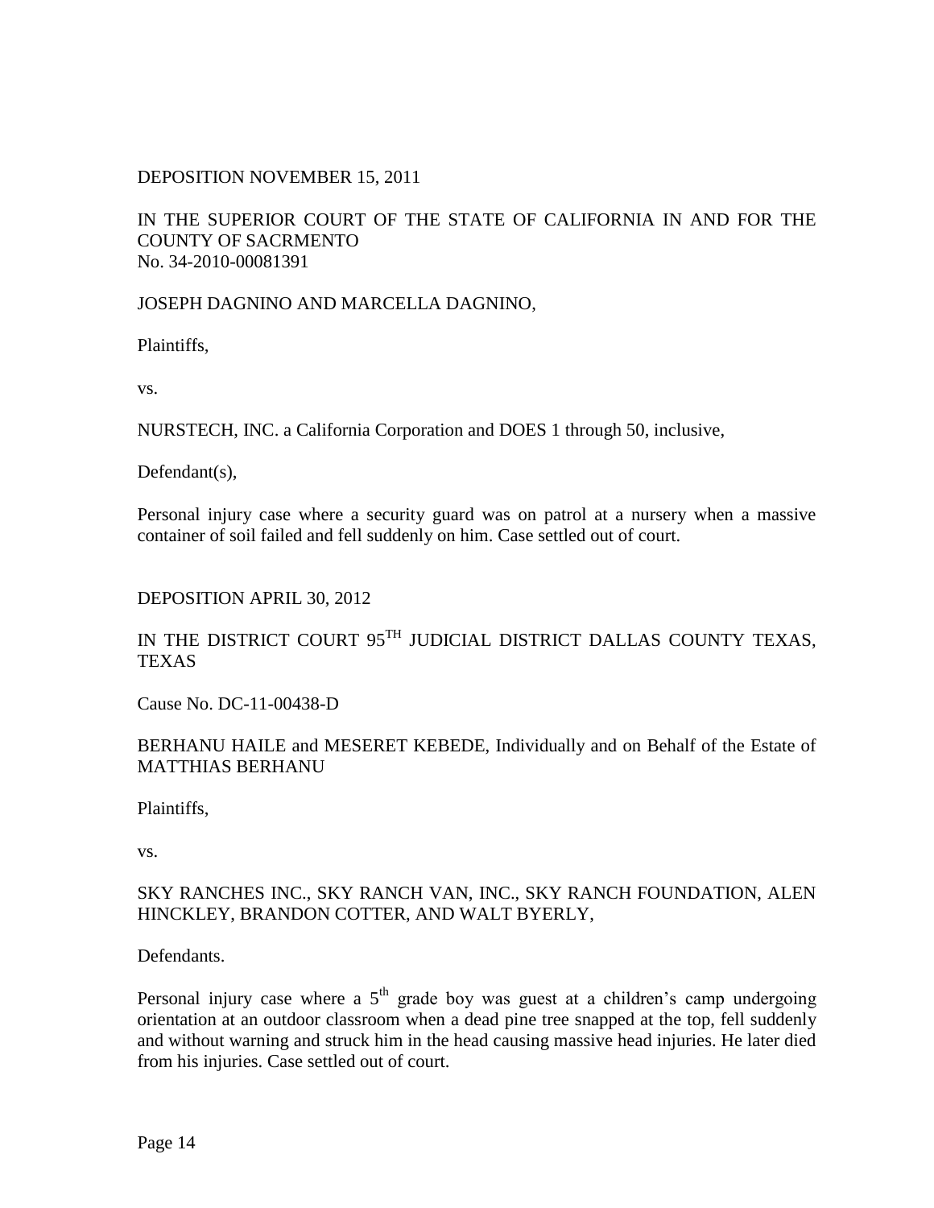DEPOSITION NOVEMBER 15, 2011

IN THE SUPERIOR COURT OF THE STATE OF CALIFORNIA IN AND FOR THE COUNTY OF SACRMENTO
No. 34-2010-00081391

JOSEPH DAGNINO AND MARCELLA DAGNINO,

Plaintiffs,

vs.

NURSTECH, INC. a California Corporation and DOES 1 through 50, inclusive,

Defendant(s),

Personal injury case where a security guard was on patrol at a nursery when a massive container of soil failed and fell suddenly on him. Case settled out of court.

DEPOSITION APRIL 30, 2012

IN THE DISTRICT COURT 95$^{TH}$ JUDICIAL DISTRICT DALLAS COUNTY TEXAS, TEXAS

Cause No. DC-11-00438-D

BERHANU HAILE and MESERET KEBEDE, Individually and on Behalf of the Estate of MATTHIAS BERHANU

Plaintiffs,

vs.

SKY RANCHES INC., SKY RANCH VAN, INC., SKY RANCH FOUNDATION, ALEN HINCKLEY, BRANDON COTTER, AND WALT BYERLY,

Defendants.

Personal injury case where a 5$^{th}$ grade boy was guest at a children's camp undergoing orientation at an outdoor classroom when a dead pine tree snapped at the top, fell suddenly and without warning and struck him in the head causing massive head injuries. He later died from his injuries. Case settled out of court.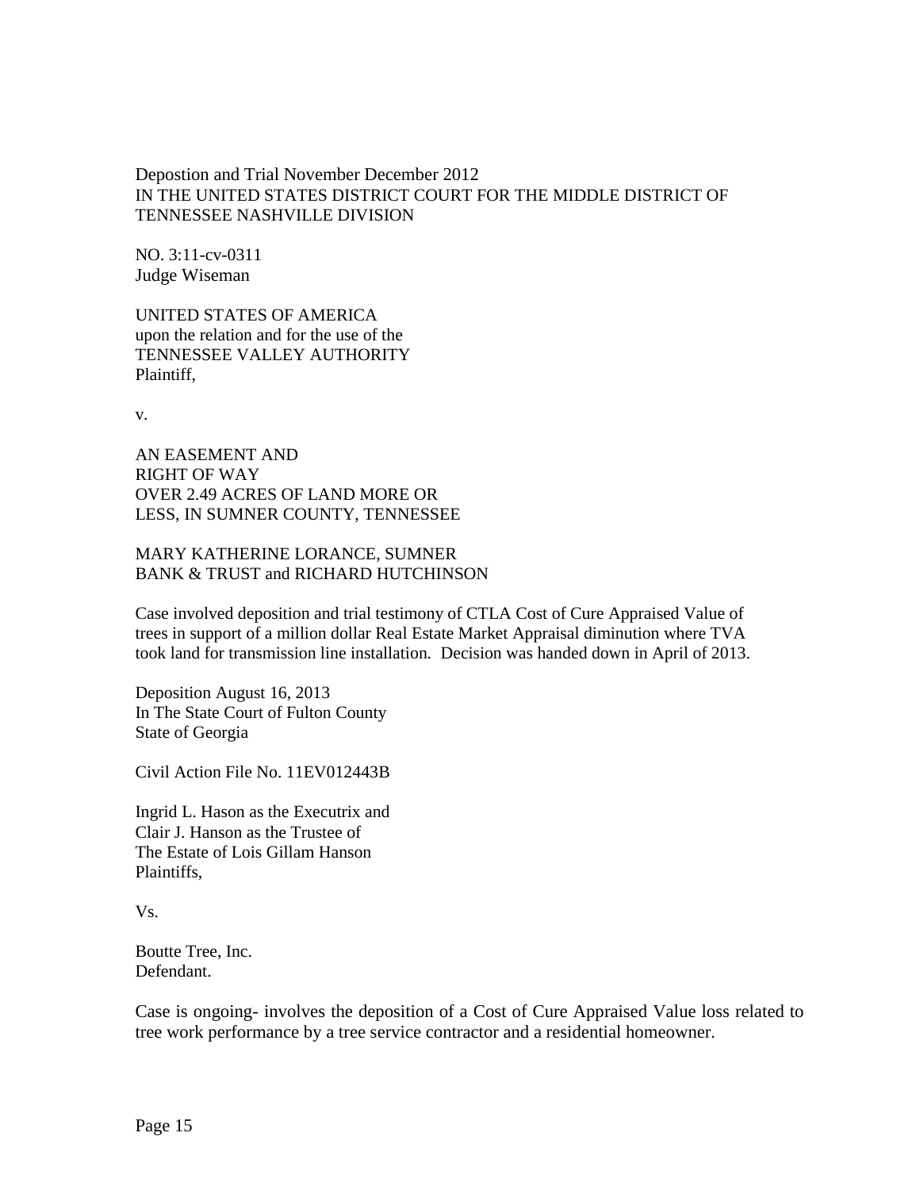Depostion and Trial November December 2012
IN THE UNITED STATES DISTRICT COURT FOR THE MIDDLE DISTRICT OF TENNESSEE NASHVILLE DIVISION

NO. 3:11-cv-0311
Judge Wiseman

UNITED STATES OF AMERICA
upon the relation and for the use of the
TENNESSEE VALLEY AUTHORITY
Plaintiff,

v.

AN EASEMENT AND
RIGHT OF WAY
OVER 2.49 ACRES OF LAND MORE OR
LESS, IN SUMNER COUNTY, TENNESSEE

MARY KATHERINE LORANCE, SUMNER
BANK & TRUST and RICHARD HUTCHINSON

Case involved deposition and trial testimony of CTLA Cost of Cure Appraised Value of trees in support of a million dollar Real Estate Market Appraisal diminution where TVA took land for transmission line installation. Decision was handed down in April of 2013.

Deposition August 16, 2013
In The State Court of Fulton County
State of Georgia

Civil Action File No. 11EV012443B

Ingrid L. Hason as the Executrix and
Clair J. Hanson as the Trustee of
The Estate of Lois Gillam Hanson
Plaintiffs,

Vs.

Boutte Tree, Inc.
Defendant.

Case is ongoing- involves the deposition of a Cost of Cure Appraised Value loss related to tree work performance by a tree service contractor and a residential homeowner.